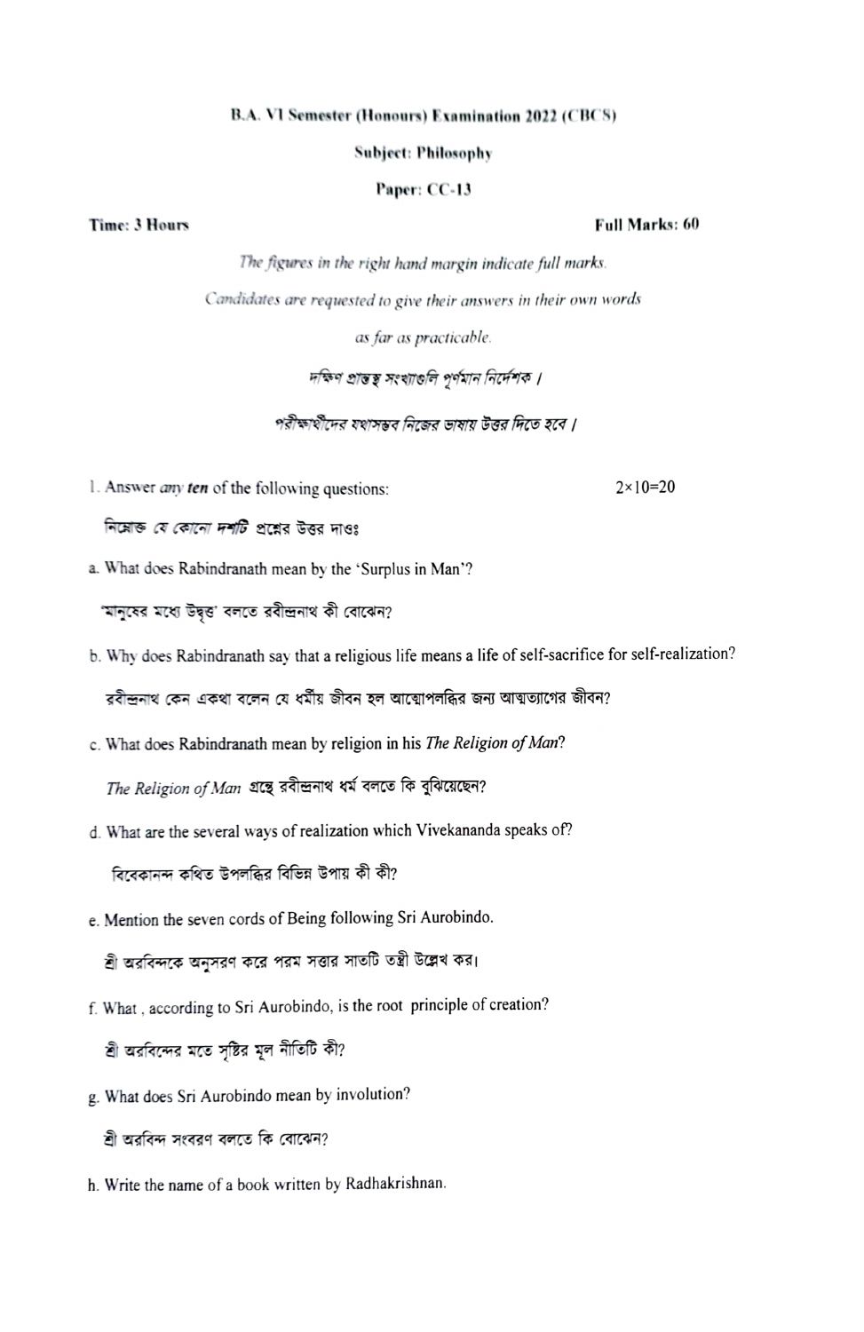**B.A. VI Semester (Honours) Examination 2022 (CBCS)**

**Subject: Philosophy**

**Paper: CC-13**

**Time: 3 Hours** **Full Marks: 60**

*The figures in the right hand margin indicate full marks.*

*Candidates are requested to give their answers in their own words as far as practicable.*

*দক্ষিণ প্রান্তস্থ সংখ্যাগুলি পূর্ণমান নির্দেশক।*

*পরীক্ষার্থীদের যথাসম্ভব নিজের ভাষায় উত্তর দিতে হবে।*

1. Answer *any ten* of the following questions: 2×10=20

নিম্নোক্ত *যে কোনো দশটি* প্রশ্নের উত্তর দাওঃ

a. What does Rabindranath mean by the 'Surplus in Man'?

'মানুষের মধ্যে উদ্বৃত্ত' বলতে রবীন্দ্রনাথ কী বোঝেন?

b. Why does Rabindranath say that a religious life means a life of self-sacrifice for self-realization?

রবীন্দ্রনাথ কেন একথা বলেন যে ধর্মীয় জীবন হল আত্মোপলব্ধির জন্য আত্মত্যাগের জীবন?

c. What does Rabindranath mean by religion in his *The Religion of Man*?

*The Religion of Man* গ্রন্থে রবীন্দ্রনাথ ধর্ম বলতে কি বুঝিয়েছেন?

d. What are the several ways of realization which Vivekananda speaks of?

বিবেকানন্দ কথিত উপলব্ধির বিভিন্ন উপায় কী কী?

e. Mention the seven cords of Being following Sri Aurobindo.

শ্রী অরবিন্দকে অনুসরণ করে পরম সত্তার সাতটি তন্ত্রী উল্লেখ কর।

f. What , according to Sri Aurobindo, is the root principle of creation?

শ্রী অরবিন্দের মতে সৃষ্টির মূল নীতিটি কী?

g. What does Sri Aurobindo mean by involution?

শ্রী অরবিন্দ সংবরণ বলতে কি বোঝেন?

h. Write the name of a book written by Radhakrishnan.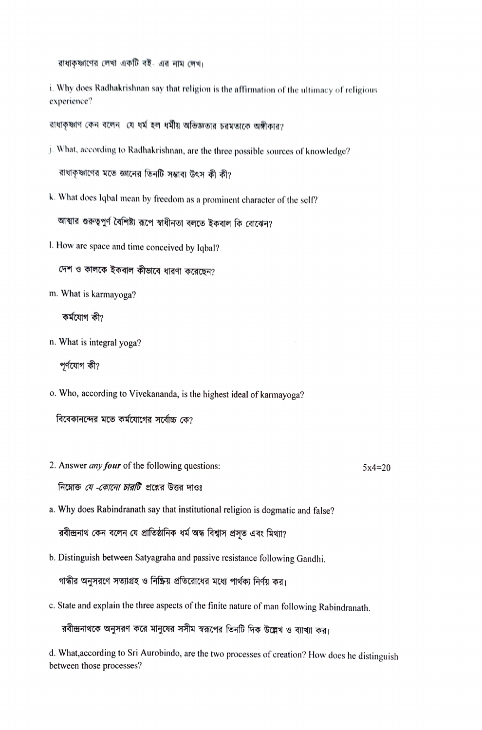রাধাকৃষ্ণণের লেখা একটি বই- এর নাম লেখ।

i. Why does Radhakrishnan say that religion is the affirmation of the ultimacy of religious experience?

রাধাকৃষ্ণণ কেন বলেন যে ধর্ম হল ধর্মীয় অভিজ্ঞতার চরমতাকে অঙ্গীকার?

j. What, according to Radhakrishnan, are the three possible sources of knowledge?

রাধাকৃষ্ণণের মতে জ্ঞানের তিনটি সম্ভাব্য উৎস কী কী?

k. What does Iqbal mean by freedom as a prominent character of the self?

আত্মার গুরুত্বপুর্ণ বৈশিষ্ট্য রূপে স্বাধীনতা বলতে ইকবাল কি বোঝেন?

l. How are space and time conceived by Iqbal?

দেশ ও কালকে ইকবাল কীভাবে ধারণা করেছেন?

m. What is karmayoga?

কর্মযোগ কী?

n. What is integral yoga?

পূর্ণযোগ কী?

o. Who, according to Vivekananda, is the highest ideal of karmayoga?

বিবেকানন্দের মতে কর্মযোগের সর্বোচ্চ কে?

2. Answer *any four* of the following questions: 5x4=20

নিম্নোক্ত *যে -কোনো চারটি* প্রশ্নের উত্তর দাওঃ

a. Why does Rabindranath say that institutional religion is dogmatic and false?

রবীন্দ্রনাথ কেন বলেন যে প্রাতিষ্ঠানিক ধর্ম অন্ধ বিশ্বাস প্রসূত এবং মিথ্যা?

b. Distinguish between Satyagraha and passive resistance following Gandhi.

গান্ধীর অনুসরণে সত্যাগ্রহ ও নিষ্ক্রিয় প্রতিরোধের মধ্যে পার্থক্য নির্ণয় কর।

c. State and explain the three aspects of the finite nature of man following Rabindranath.

রবীন্দ্রনাথকে অনুসরণ করে মানুষের সসীম স্বরূপের তিনটি দিক উল্লেখ ও ব্যাখ্যা কর।

d. What, according to Sri Aurobindo, are the two processes of creation? How does he distinguish between those processes?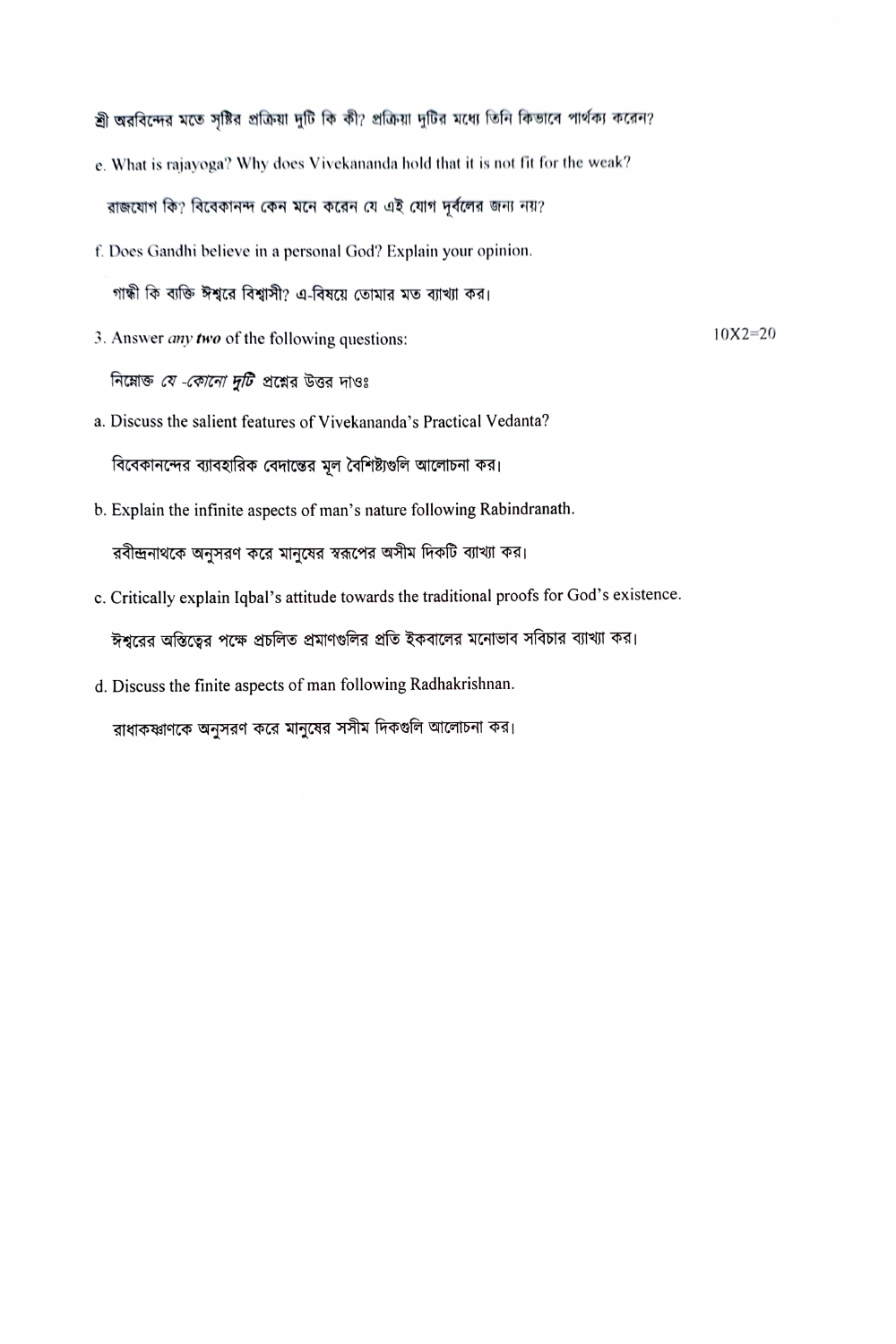শ্রী অরবিন্দের মতে সৃষ্টির প্রক্রিয়া দুটি কি কী? প্রক্রিয়া দুটির মধ্যে তিনি কিভাবে পার্থক্য করেন?

e. What is rajayoga? Why does Vivekananda hold that it is not fit for the weak?

রাজযোগ কি? বিবেকানন্দ কেন মনে করেন যে এই যোগ দুর্বলের জন্য নয়?

f. Does Gandhi believe in a personal God? Explain your opinion.

গান্ধী কি ব্যক্তি ঈশ্বরে বিশ্বাসী? এ-বিষয়ে তোমার মত ব্যাখ্যা কর।

3. Answer *any* ***two*** of the following questions: 10X2=20

নিম্নোক্ত *যে -কোনো* ***দুটি*** প্রশ্নের উত্তর দাওঃ

a. Discuss the salient features of Vivekananda's Practical Vedanta?

বিবেকানন্দের ব্যাবহারিক বেদান্তের মূল বৈশিষ্ট্যগুলি আলোচনা কর।

b. Explain the infinite aspects of man's nature following Rabindranath.

রবীন্দ্রনাথকে অনুসরণ করে মানুষের স্বরূপের অসীম দিকটি ব্যাখ্যা কর।

c. Critically explain Iqbal's attitude towards the traditional proofs for God's existence.

ঈশ্বরের অস্তিত্বের পক্ষে প্রচলিত প্রমাণগুলির প্রতি ইকবালের মনোভাব সবিচার ব্যাখ্যা কর।

d. Discuss the finite aspects of man following Radhakrishnan.

রাধাকৃষ্ণণকে অনুসরণ করে মানুষের সসীম দিকগুলি আলোচনা কর।